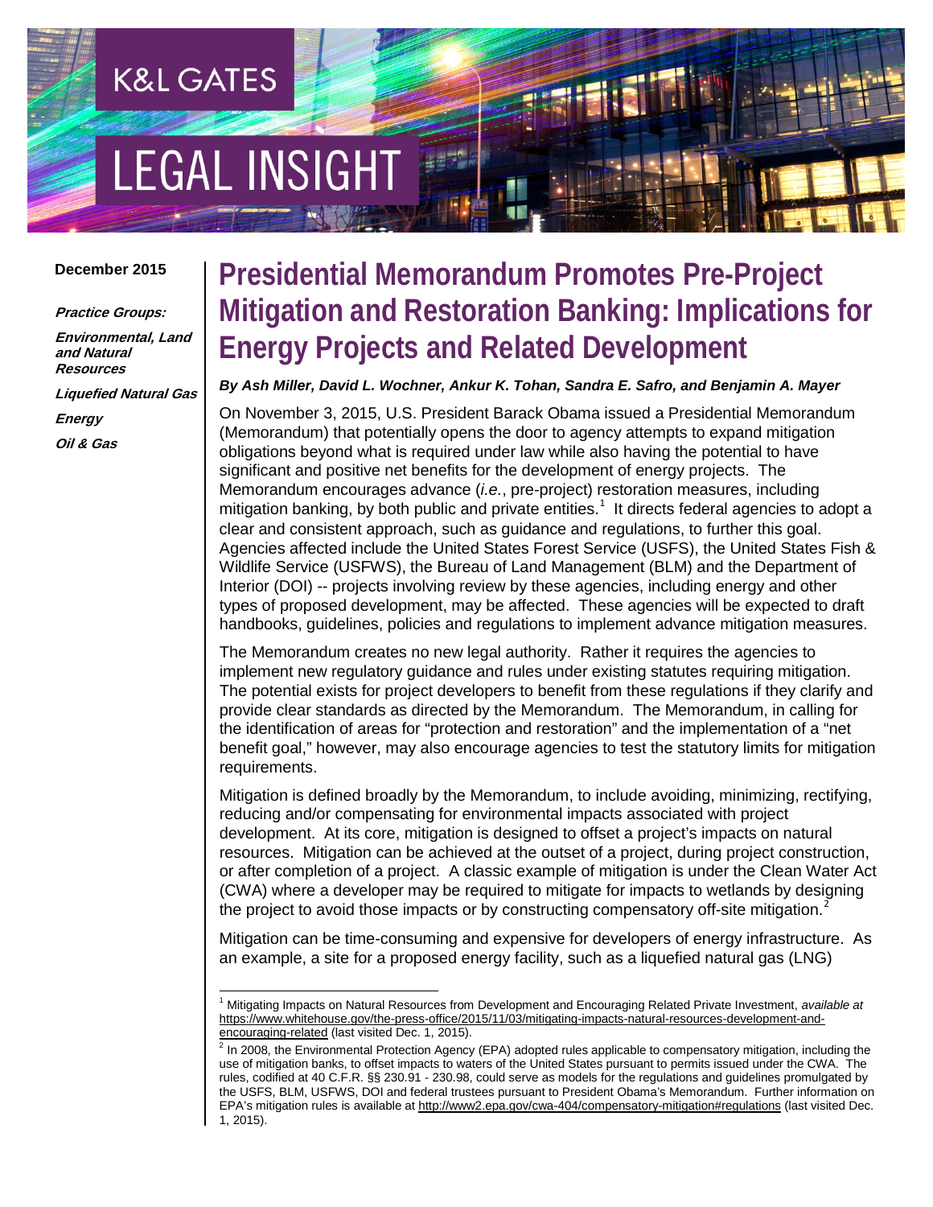K&L GATES

LEGAL INSIGHT

**December 2015**

***Practice Groups:***

***Environmental, Land and Natural Resources***

***Liquefied Natural Gas***

***Energy***

***Oil & Gas***

# Presidential Memorandum Promotes Pre-Project Mitigation and Restoration Banking: Implications for Energy Projects and Related Development

***By Ash Miller, David L. Wochner, Ankur K. Tohan, Sandra E. Safro, and Benjamin A. Mayer***

On November 3, 2015, U.S. President Barack Obama issued a Presidential Memorandum (Memorandum) that potentially opens the door to agency attempts to expand mitigation obligations beyond what is required under law while also having the potential to have significant and positive net benefits for the development of energy projects. The Memorandum encourages advance (*i.e.*, pre-project) restoration measures, including mitigation banking, by both public and private entities.[1] It directs federal agencies to adopt a clear and consistent approach, such as guidance and regulations, to further this goal. Agencies affected include the United States Forest Service (USFS), the United States Fish & Wildlife Service (USFWS), the Bureau of Land Management (BLM) and the Department of Interior (DOI) -- projects involving review by these agencies, including energy and other types of proposed development, may be affected. These agencies will be expected to draft handbooks, guidelines, policies and regulations to implement advance mitigation measures.

The Memorandum creates no new legal authority. Rather it requires the agencies to implement new regulatory guidance and rules under existing statutes requiring mitigation. The potential exists for project developers to benefit from these regulations if they clarify and provide clear standards as directed by the Memorandum. The Memorandum, in calling for the identification of areas for "protection and restoration" and the implementation of a "net benefit goal," however, may also encourage agencies to test the statutory limits for mitigation requirements.

Mitigation is defined broadly by the Memorandum, to include avoiding, minimizing, rectifying, reducing and/or compensating for environmental impacts associated with project development. At its core, mitigation is designed to offset a project's impacts on natural resources. Mitigation can be achieved at the outset of a project, during project construction, or after completion of a project. A classic example of mitigation is under the Clean Water Act (CWA) where a developer may be required to mitigate for impacts to wetlands by designing the project to avoid those impacts or by constructing compensatory off-site mitigation.[2]

Mitigation can be time-consuming and expensive for developers of energy infrastructure. As an example, a site for a proposed energy facility, such as a liquefied natural gas (LNG)

---

[1] Mitigating Impacts on Natural Resources from Development and Encouraging Related Private Investment, *available at* https://www.whitehouse.gov/the-press-office/2015/11/03/mitigating-impacts-natural-resources-development-and-encouraging-related (last visited Dec. 1, 2015).

[2] In 2008, the Environmental Protection Agency (EPA) adopted rules applicable to compensatory mitigation, including the use of mitigation banks, to offset impacts to waters of the United States pursuant to permits issued under the CWA. The rules, codified at 40 C.F.R. §§ 230.91 - 230.98, could serve as models for the regulations and guidelines promulgated by the USFS, BLM, USFWS, DOI and federal trustees pursuant to President Obama's Memorandum. Further information on EPA's mitigation rules is available at http://www2.epa.gov/cwa-404/compensatory-mitigation#regulations (last visited Dec. 1, 2015).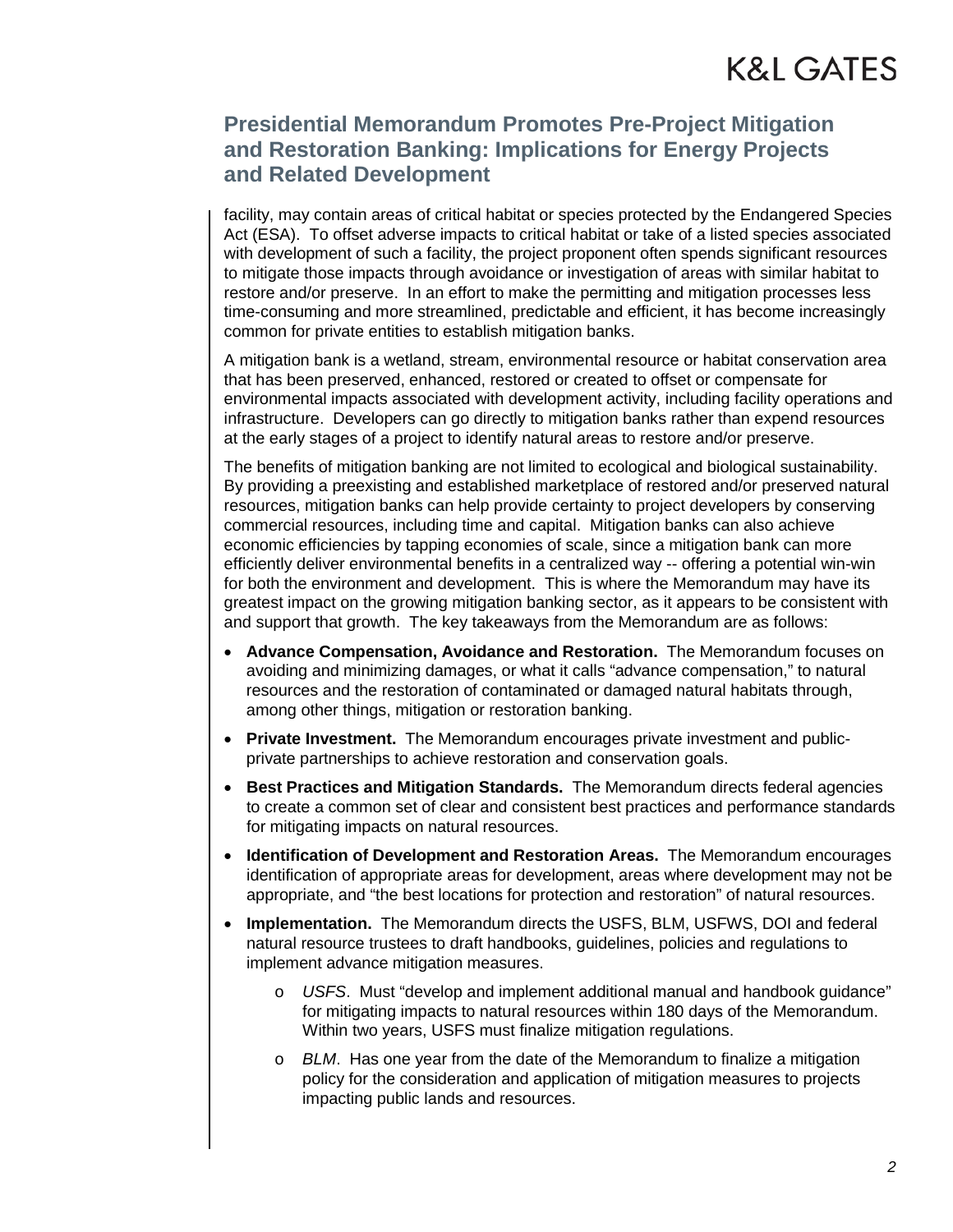facility, may contain areas of critical habitat or species protected by the Endangered Species Act (ESA). To offset adverse impacts to critical habitat or take of a listed species associated with development of such a facility, the project proponent often spends significant resources to mitigate those impacts through avoidance or investigation of areas with similar habitat to restore and/or preserve. In an effort to make the permitting and mitigation processes less time-consuming and more streamlined, predictable and efficient, it has become increasingly common for private entities to establish mitigation banks.

A mitigation bank is a wetland, stream, environmental resource or habitat conservation area that has been preserved, enhanced, restored or created to offset or compensate for environmental impacts associated with development activity, including facility operations and infrastructure. Developers can go directly to mitigation banks rather than expend resources at the early stages of a project to identify natural areas to restore and/or preserve.

The benefits of mitigation banking are not limited to ecological and biological sustainability. By providing a preexisting and established marketplace of restored and/or preserved natural resources, mitigation banks can help provide certainty to project developers by conserving commercial resources, including time and capital. Mitigation banks can also achieve economic efficiencies by tapping economies of scale, since a mitigation bank can more efficiently deliver environmental benefits in a centralized way -- offering a potential win-win for both the environment and development. This is where the Memorandum may have its greatest impact on the growing mitigation banking sector, as it appears to be consistent with and support that growth. The key takeaways from the Memorandum are as follows:

- **Advance Compensation, Avoidance and Restoration.** The Memorandum focuses on avoiding and minimizing damages, or what it calls "advance compensation," to natural resources and the restoration of contaminated or damaged natural habitats through, among other things, mitigation or restoration banking.
- **Private Investment.** The Memorandum encourages private investment and public-private partnerships to achieve restoration and conservation goals.
- **Best Practices and Mitigation Standards.** The Memorandum directs federal agencies to create a common set of clear and consistent best practices and performance standards for mitigating impacts on natural resources.
- **Identification of Development and Restoration Areas.** The Memorandum encourages identification of appropriate areas for development, areas where development may not be appropriate, and "the best locations for protection and restoration" of natural resources.
- **Implementation.** The Memorandum directs the USFS, BLM, USFWS, DOI and federal natural resource trustees to draft handbooks, guidelines, policies and regulations to implement advance mitigation measures.
  - *USFS*. Must "develop and implement additional manual and handbook guidance" for mitigating impacts to natural resources within 180 days of the Memorandum. Within two years, USFS must finalize mitigation regulations.
  - *BLM*. Has one year from the date of the Memorandum to finalize a mitigation policy for the consideration and application of mitigation measures to projects impacting public lands and resources.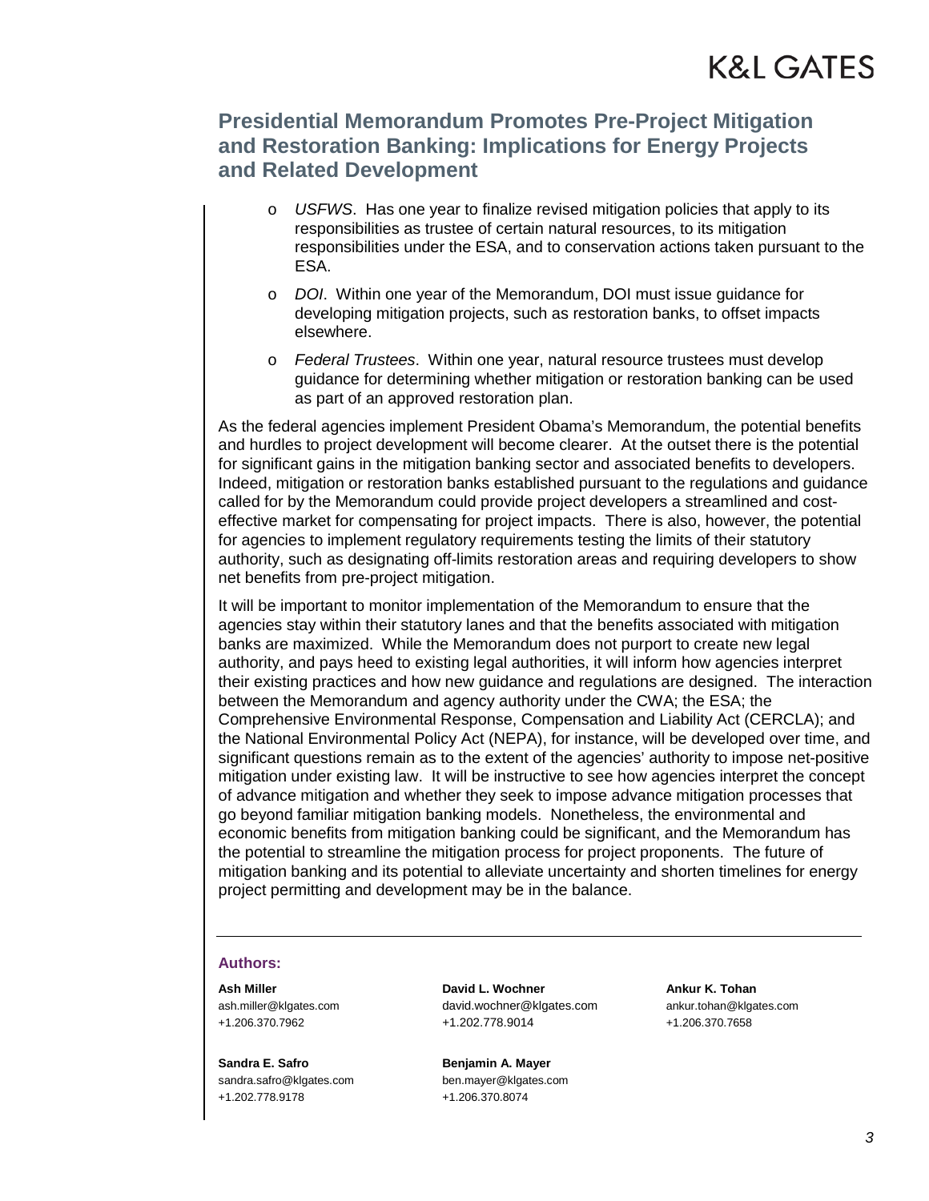- *USFWS*. Has one year to finalize revised mitigation policies that apply to its responsibilities as trustee of certain natural resources, to its mitigation responsibilities under the ESA, and to conservation actions taken pursuant to the ESA.
- *DOI*. Within one year of the Memorandum, DOI must issue guidance for developing mitigation projects, such as restoration banks, to offset impacts elsewhere.
- *Federal Trustees*. Within one year, natural resource trustees must develop guidance for determining whether mitigation or restoration banking can be used as part of an approved restoration plan.

As the federal agencies implement President Obama's Memorandum, the potential benefits and hurdles to project development will become clearer. At the outset there is the potential for significant gains in the mitigation banking sector and associated benefits to developers. Indeed, mitigation or restoration banks established pursuant to the regulations and guidance called for by the Memorandum could provide project developers a streamlined and cost-effective market for compensating for project impacts. There is also, however, the potential for agencies to implement regulatory requirements testing the limits of their statutory authority, such as designating off-limits restoration areas and requiring developers to show net benefits from pre-project mitigation.

It will be important to monitor implementation of the Memorandum to ensure that the agencies stay within their statutory lanes and that the benefits associated with mitigation banks are maximized. While the Memorandum does not purport to create new legal authority, and pays heed to existing legal authorities, it will inform how agencies interpret their existing practices and how new guidance and regulations are designed. The interaction between the Memorandum and agency authority under the CWA; the ESA; the Comprehensive Environmental Response, Compensation and Liability Act (CERCLA); and the National Environmental Policy Act (NEPA), for instance, will be developed over time, and significant questions remain as to the extent of the agencies' authority to impose net-positive mitigation under existing law. It will be instructive to see how agencies interpret the concept of advance mitigation and whether they seek to impose advance mitigation processes that go beyond familiar mitigation banking models. Nonetheless, the environmental and economic benefits from mitigation banking could be significant, and the Memorandum has the potential to streamline the mitigation process for project proponents. The future of mitigation banking and its potential to alleviate uncertainty and shorten timelines for energy project permitting and development may be in the balance.

---

**Authors:**

**Ash Miller**
ash.miller@klgates.com
+1.206.370.7962

**David L. Wochner**
david.wochner@klgates.com
+1.202.778.9014

**Ankur K. Tohan**
ankur.tohan@klgates.com
+1.206.370.7658

**Sandra E. Safro**
sandra.safro@klgates.com
+1.202.778.9178

**Benjamin A. Mayer**
ben.mayer@klgates.com
+1.206.370.8074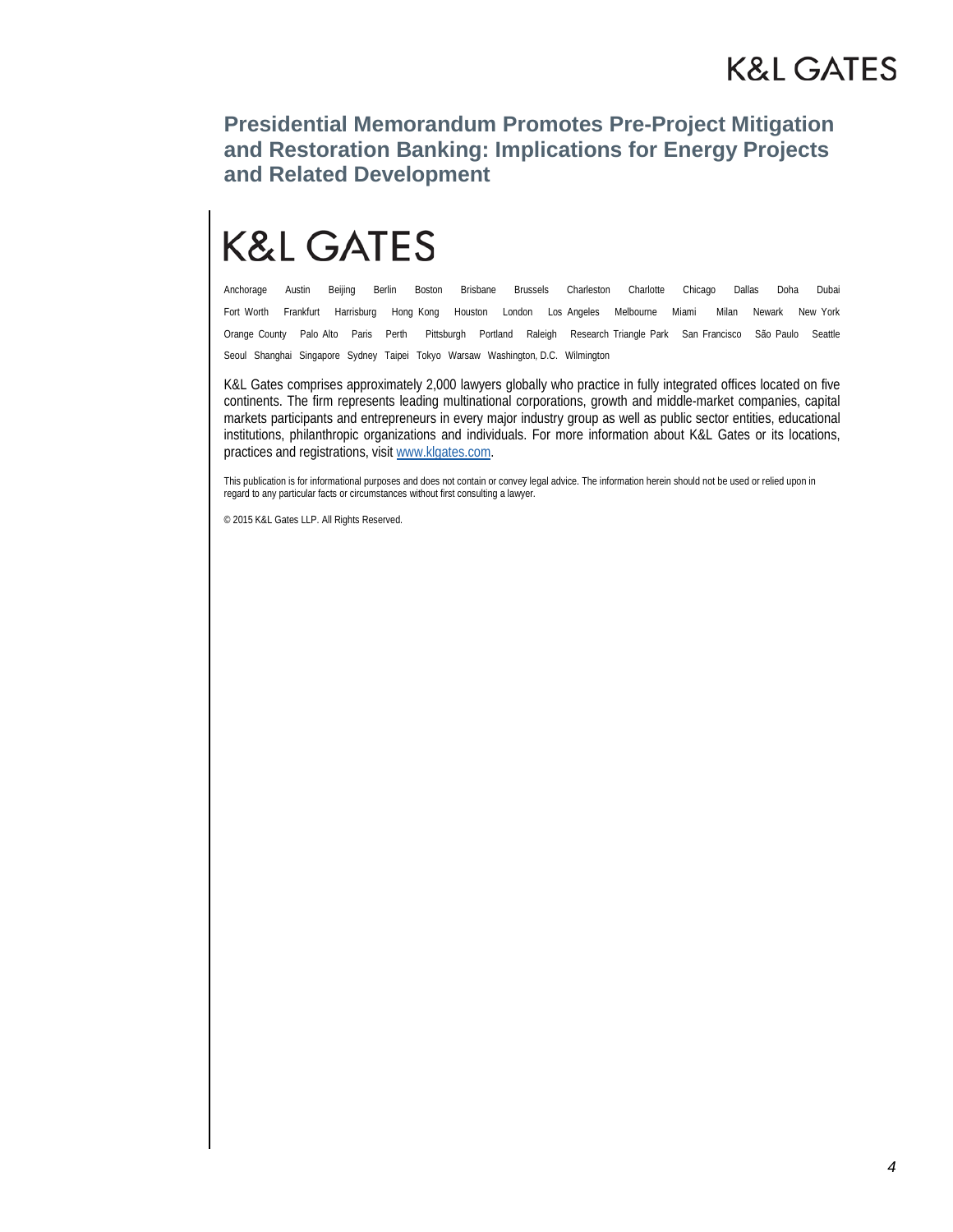K&L GATES

Anchorage Austin Beijing Berlin Boston Brisbane Brussels Charleston Charlotte Chicago Dallas Doha Dubai Fort Worth Frankfurt Harrisburg Hong Kong Houston London Los Angeles Melbourne Miami Milan Newark New York Orange County Palo Alto Paris Perth Pittsburgh Portland Raleigh Research Triangle Park San Francisco São Paulo Seattle Seoul Shanghai Singapore Sydney Taipei Tokyo Warsaw Washington, D.C. Wilmington

K&L Gates comprises approximately 2,000 lawyers globally who practice in fully integrated offices located on five continents. The firm represents leading multinational corporations, growth and middle-market companies, capital markets participants and entrepreneurs in every major industry group as well as public sector entities, educational institutions, philanthropic organizations and individuals. For more information about K&L Gates or its locations, practices and registrations, visit www.klgates.com.

This publication is for informational purposes and does not contain or convey legal advice. The information herein should not be used or relied upon in regard to any particular facts or circumstances without first consulting a lawyer.

© 2015 K&L Gates LLP. All Rights Reserved.